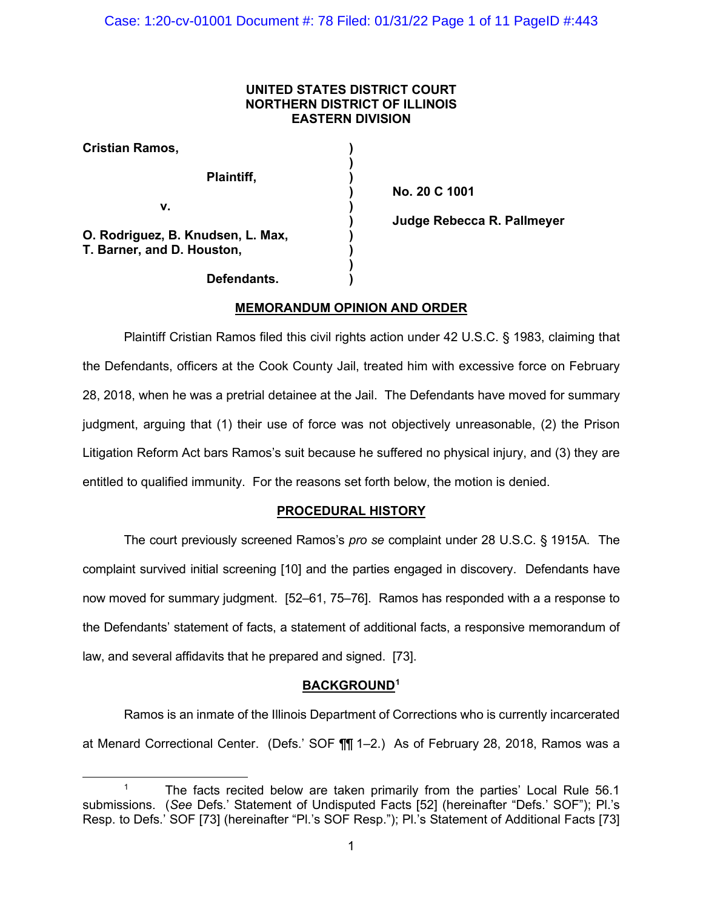**UNITED STATES DISTRICT COURT**
**NORTHERN DISTRICT OF ILLINOIS**
**EASTERN DIVISION**

| | | |
|---|---|---|
| **Cristian Ramos,** | ) | |
| **Plaintiff,** | ) | **No. 20 C 1001** |
| **v.** | ) | **Judge Rebecca R. Pallmeyer** |
| **O. Rodriguez, B. Knudsen, L. Max, T. Barner, and D. Houston,** | ) | |
| **Defendants.** | ) | |

## MEMORANDUM OPINION AND ORDER

Plaintiff Cristian Ramos filed this civil rights action under 42 U.S.C. § 1983, claiming that the Defendants, officers at the Cook County Jail, treated him with excessive force on February 28, 2018, when he was a pretrial detainee at the Jail. The Defendants have moved for summary judgment, arguing that (1) their use of force was not objectively unreasonable, (2) the Prison Litigation Reform Act bars Ramos's suit because he suffered no physical injury, and (3) they are entitled to qualified immunity. For the reasons set forth below, the motion is denied.

## PROCEDURAL HISTORY

The court previously screened Ramos's *pro se* complaint under 28 U.S.C. § 1915A. The complaint survived initial screening [10] and the parties engaged in discovery. Defendants have now moved for summary judgment. [52–61, 75–76]. Ramos has responded with a a response to the Defendants' statement of facts, a statement of additional facts, a responsive memorandum of law, and several affidavits that he prepared and signed. [73].

## BACKGROUND[1]

Ramos is an inmate of the Illinois Department of Corrections who is currently incarcerated at Menard Correctional Center. (Defs.' SOF ¶¶ 1–2.) As of February 28, 2018, Ramos was a

---

[1] The facts recited below are taken primarily from the parties' Local Rule 56.1 submissions. (*See* Defs.' Statement of Undisputed Facts [52] (hereinafter "Defs.' SOF"); Pl.'s Resp. to Defs.' SOF [73] (hereinafter "Pl.'s SOF Resp."); Pl.'s Statement of Additional Facts [73]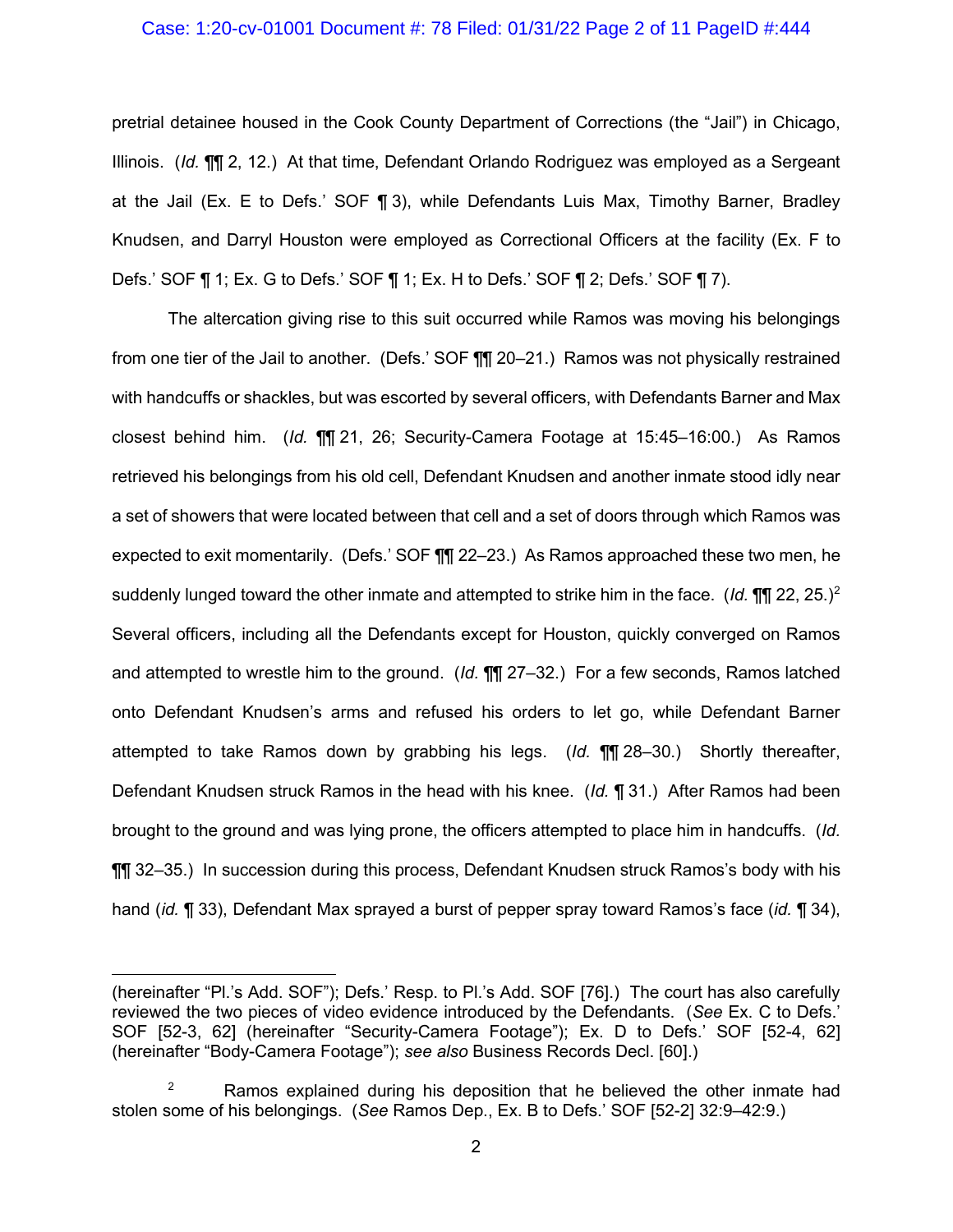pretrial detainee housed in the Cook County Department of Corrections (the "Jail") in Chicago, Illinois. (*Id.* ¶¶ 2, 12.) At that time, Defendant Orlando Rodriguez was employed as a Sergeant at the Jail (Ex. E to Defs.' SOF ¶ 3), while Defendants Luis Max, Timothy Barner, Bradley Knudsen, and Darryl Houston were employed as Correctional Officers at the facility (Ex. F to Defs.' SOF ¶ 1; Ex. G to Defs.' SOF ¶ 1; Ex. H to Defs.' SOF ¶ 2; Defs.' SOF ¶ 7).

The altercation giving rise to this suit occurred while Ramos was moving his belongings from one tier of the Jail to another. (Defs.' SOF ¶¶ 20–21.) Ramos was not physically restrained with handcuffs or shackles, but was escorted by several officers, with Defendants Barner and Max closest behind him. (*Id.* ¶¶ 21, 26; Security-Camera Footage at 15:45–16:00.) As Ramos retrieved his belongings from his old cell, Defendant Knudsen and another inmate stood idly near a set of showers that were located between that cell and a set of doors through which Ramos was expected to exit momentarily. (Defs.' SOF ¶¶ 22–23.) As Ramos approached these two men, he suddenly lunged toward the other inmate and attempted to strike him in the face. (*Id.* ¶¶ 22, 25.)[2] Several officers, including all the Defendants except for Houston, quickly converged on Ramos and attempted to wrestle him to the ground. (*Id.* ¶¶ 27–32.) For a few seconds, Ramos latched onto Defendant Knudsen's arms and refused his orders to let go, while Defendant Barner attempted to take Ramos down by grabbing his legs. (*Id.* ¶¶ 28–30.) Shortly thereafter, Defendant Knudsen struck Ramos in the head with his knee. (*Id.* ¶ 31.) After Ramos had been brought to the ground and was lying prone, the officers attempted to place him in handcuffs. (*Id.* ¶¶ 32–35.) In succession during this process, Defendant Knudsen struck Ramos's body with his hand (*id.* ¶ 33), Defendant Max sprayed a burst of pepper spray toward Ramos's face (*id.* ¶ 34),

---

(hereinafter "Pl.'s Add. SOF"); Defs.' Resp. to Pl.'s Add. SOF [76].) The court has also carefully reviewed the two pieces of video evidence introduced by the Defendants. (*See* Ex. C to Defs.' SOF [52-3, 62] (hereinafter "Security-Camera Footage"); Ex. D to Defs.' SOF [52-4, 62] (hereinafter "Body-Camera Footage"); *see also* Business Records Decl. [60].)

[2] Ramos explained during his deposition that he believed the other inmate had stolen some of his belongings. (*See* Ramos Dep., Ex. B to Defs.' SOF [52-2] 32:9–42:9.)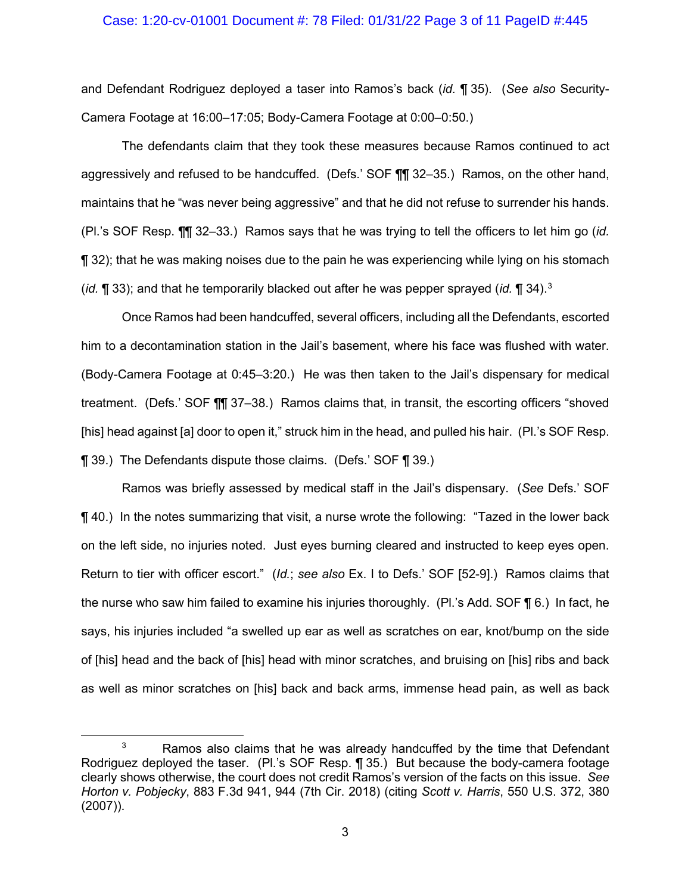and Defendant Rodriguez deployed a taser into Ramos's back (*id.* ¶ 35). (*See also* Security-Camera Footage at 16:00–17:05; Body-Camera Footage at 0:00–0:50.)

The defendants claim that they took these measures because Ramos continued to act aggressively and refused to be handcuffed. (Defs.' SOF ¶¶ 32–35.) Ramos, on the other hand, maintains that he "was never being aggressive" and that he did not refuse to surrender his hands. (Pl.'s SOF Resp. ¶¶ 32–33.) Ramos says that he was trying to tell the officers to let him go (*id.* ¶ 32); that he was making noises due to the pain he was experiencing while lying on his stomach (*id.* ¶ 33); and that he temporarily blacked out after he was pepper sprayed (*id.* ¶ 34).[3]

Once Ramos had been handcuffed, several officers, including all the Defendants, escorted him to a decontamination station in the Jail's basement, where his face was flushed with water. (Body-Camera Footage at 0:45–3:20.) He was then taken to the Jail's dispensary for medical treatment. (Defs.' SOF ¶¶ 37–38.) Ramos claims that, in transit, the escorting officers "shoved [his] head against [a] door to open it," struck him in the head, and pulled his hair. (Pl.'s SOF Resp. ¶ 39.) The Defendants dispute those claims. (Defs.' SOF ¶ 39.)

Ramos was briefly assessed by medical staff in the Jail's dispensary. (*See* Defs.' SOF ¶ 40.) In the notes summarizing that visit, a nurse wrote the following: "Tazed in the lower back on the left side, no injuries noted. Just eyes burning cleared and instructed to keep eyes open. Return to tier with officer escort." (*Id.*; *see also* Ex. I to Defs.' SOF [52-9].) Ramos claims that the nurse who saw him failed to examine his injuries thoroughly. (Pl.'s Add. SOF ¶ 6.) In fact, he says, his injuries included "a swelled up ear as well as scratches on ear, knot/bump on the side of [his] head and the back of [his] head with minor scratches, and bruising on [his] ribs and back as well as minor scratches on [his] back and back arms, immense head pain, as well as back

---

[3] Ramos also claims that he was already handcuffed by the time that Defendant Rodriguez deployed the taser. (Pl.'s SOF Resp. ¶ 35.) But because the body-camera footage clearly shows otherwise, the court does not credit Ramos's version of the facts on this issue. *See Horton v. Pobjecky*, 883 F.3d 941, 944 (7th Cir. 2018) (citing *Scott v. Harris*, 550 U.S. 372, 380 (2007)).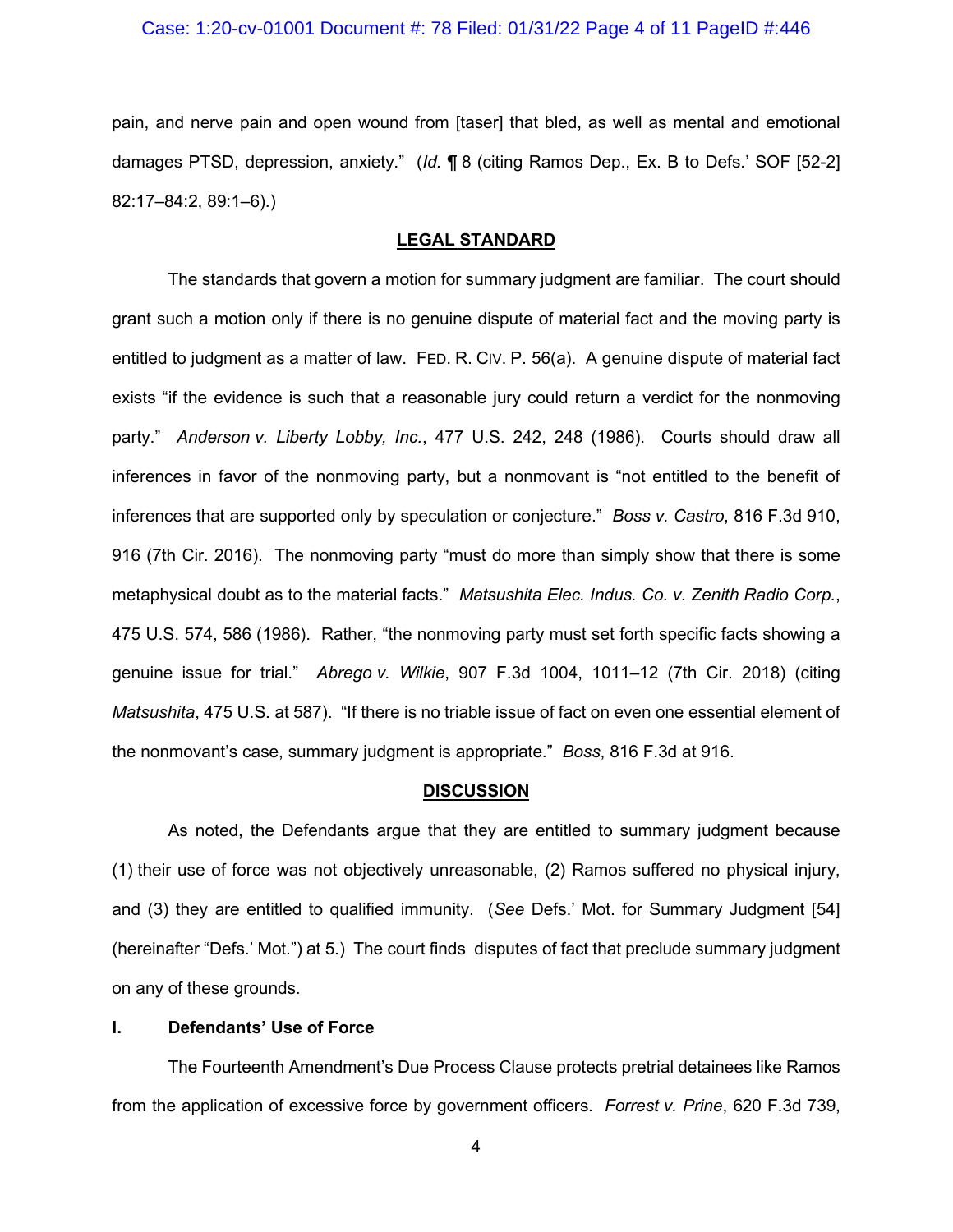pain, and nerve pain and open wound from [taser] that bled, as well as mental and emotional damages PTSD, depression, anxiety." (*Id.* ¶ 8 (citing Ramos Dep., Ex. B to Defs.' SOF [52-2] 82:17–84:2, 89:1–6).)

## LEGAL STANDARD

The standards that govern a motion for summary judgment are familiar. The court should grant such a motion only if there is no genuine dispute of material fact and the moving party is entitled to judgment as a matter of law. FED. R. CIV. P. 56(a). A genuine dispute of material fact exists "if the evidence is such that a reasonable jury could return a verdict for the nonmoving party." *Anderson v. Liberty Lobby, Inc.*, 477 U.S. 242, 248 (1986). Courts should draw all inferences in favor of the nonmoving party, but a nonmovant is "not entitled to the benefit of inferences that are supported only by speculation or conjecture." *Boss v. Castro*, 816 F.3d 910, 916 (7th Cir. 2016). The nonmoving party "must do more than simply show that there is some metaphysical doubt as to the material facts." *Matsushita Elec. Indus. Co. v. Zenith Radio Corp.*, 475 U.S. 574, 586 (1986). Rather, "the nonmoving party must set forth specific facts showing a genuine issue for trial." *Abrego v. Wilkie*, 907 F.3d 1004, 1011–12 (7th Cir. 2018) (citing *Matsushita*, 475 U.S. at 587). "If there is no triable issue of fact on even one essential element of the nonmovant's case, summary judgment is appropriate." *Boss*, 816 F.3d at 916.

## DISCUSSION

As noted, the Defendants argue that they are entitled to summary judgment because (1) their use of force was not objectively unreasonable, (2) Ramos suffered no physical injury, and (3) they are entitled to qualified immunity. (*See* Defs.' Mot. for Summary Judgment [54] (hereinafter "Defs.' Mot.") at 5.) The court finds disputes of fact that preclude summary judgment on any of these grounds.

### I. Defendants' Use of Force

The Fourteenth Amendment's Due Process Clause protects pretrial detainees like Ramos from the application of excessive force by government officers. *Forrest v. Prine*, 620 F.3d 739,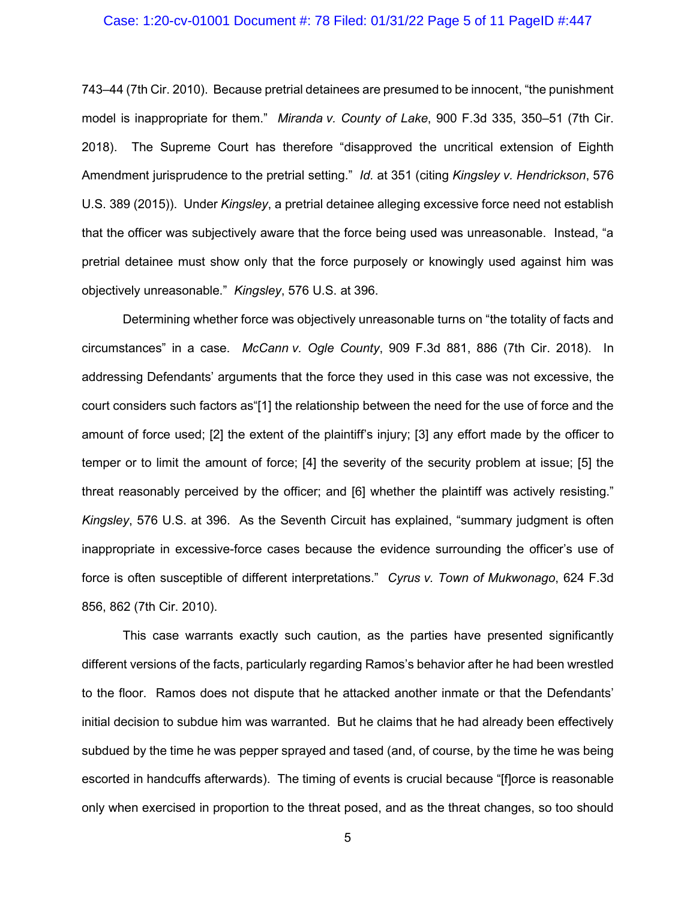743–44 (7th Cir. 2010). Because pretrial detainees are presumed to be innocent, "the punishment model is inappropriate for them." *Miranda v. County of Lake*, 900 F.3d 335, 350–51 (7th Cir. 2018). The Supreme Court has therefore "disapproved the uncritical extension of Eighth Amendment jurisprudence to the pretrial setting." *Id.* at 351 (citing *Kingsley v. Hendrickson*, 576 U.S. 389 (2015)). Under *Kingsley*, a pretrial detainee alleging excessive force need not establish that the officer was subjectively aware that the force being used was unreasonable. Instead, "a pretrial detainee must show only that the force purposely or knowingly used against him was objectively unreasonable." *Kingsley*, 576 U.S. at 396.

Determining whether force was objectively unreasonable turns on "the totality of facts and circumstances" in a case. *McCann v. Ogle County*, 909 F.3d 881, 886 (7th Cir. 2018). In addressing Defendants' arguments that the force they used in this case was not excessive, the court considers such factors as"[1] the relationship between the need for the use of force and the amount of force used; [2] the extent of the plaintiff's injury; [3] any effort made by the officer to temper or to limit the amount of force; [4] the severity of the security problem at issue; [5] the threat reasonably perceived by the officer; and [6] whether the plaintiff was actively resisting." *Kingsley*, 576 U.S. at 396. As the Seventh Circuit has explained, "summary judgment is often inappropriate in excessive-force cases because the evidence surrounding the officer's use of force is often susceptible of different interpretations." *Cyrus v. Town of Mukwonago*, 624 F.3d 856, 862 (7th Cir. 2010).

This case warrants exactly such caution, as the parties have presented significantly different versions of the facts, particularly regarding Ramos's behavior after he had been wrestled to the floor. Ramos does not dispute that he attacked another inmate or that the Defendants' initial decision to subdue him was warranted. But he claims that he had already been effectively subdued by the time he was pepper sprayed and tased (and, of course, by the time he was being escorted in handcuffs afterwards). The timing of events is crucial because "[f]orce is reasonable only when exercised in proportion to the threat posed, and as the threat changes, so too should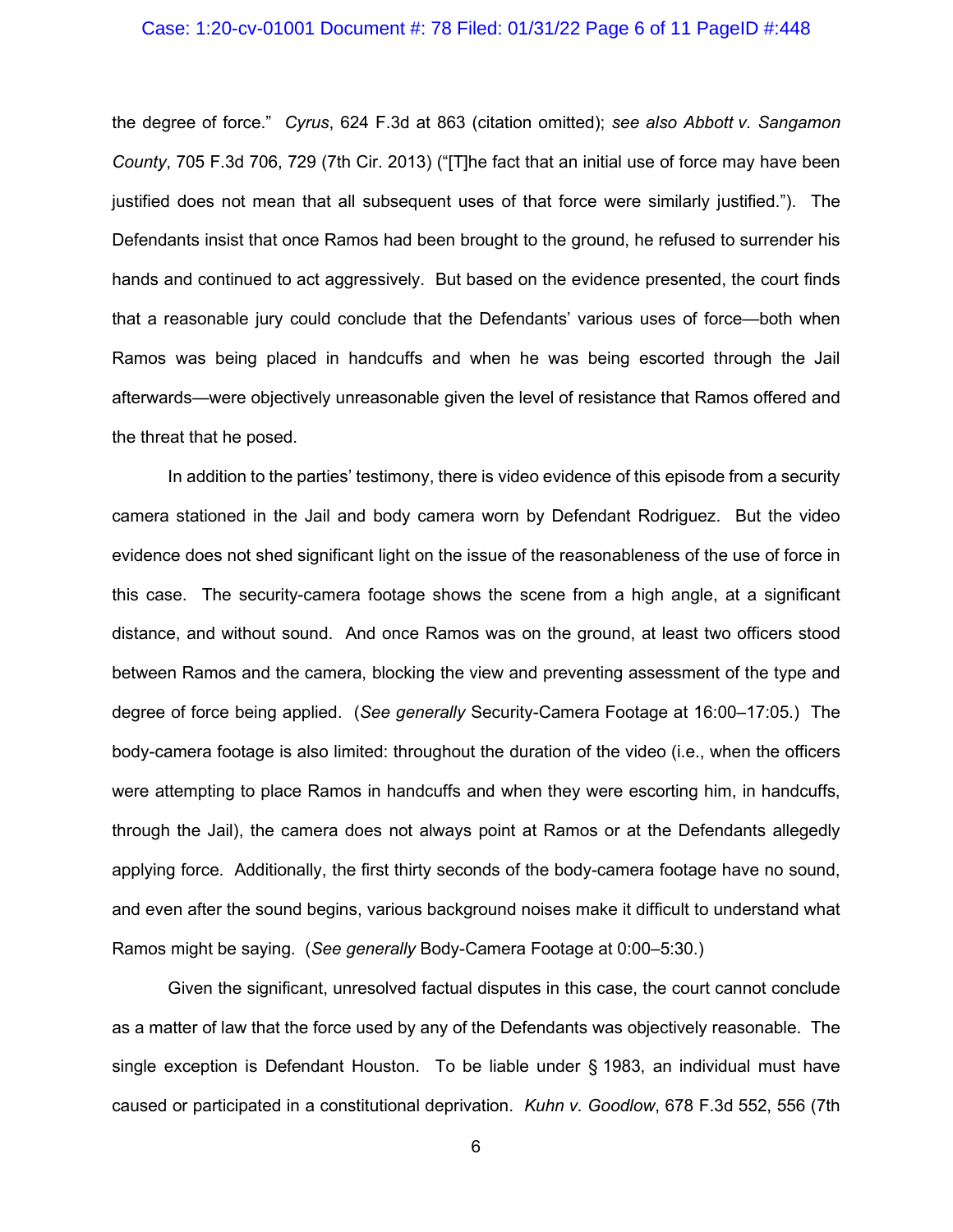the degree of force." *Cyrus*, 624 F.3d at 863 (citation omitted); *see also Abbott v. Sangamon County*, 705 F.3d 706, 729 (7th Cir. 2013) ("[T]he fact that an initial use of force may have been justified does not mean that all subsequent uses of that force were similarly justified."). The Defendants insist that once Ramos had been brought to the ground, he refused to surrender his hands and continued to act aggressively. But based on the evidence presented, the court finds that a reasonable jury could conclude that the Defendants' various uses of force—both when Ramos was being placed in handcuffs and when he was being escorted through the Jail afterwards—were objectively unreasonable given the level of resistance that Ramos offered and the threat that he posed.

In addition to the parties' testimony, there is video evidence of this episode from a security camera stationed in the Jail and body camera worn by Defendant Rodriguez. But the video evidence does not shed significant light on the issue of the reasonableness of the use of force in this case. The security-camera footage shows the scene from a high angle, at a significant distance, and without sound. And once Ramos was on the ground, at least two officers stood between Ramos and the camera, blocking the view and preventing assessment of the type and degree of force being applied. (*See generally* Security-Camera Footage at 16:00–17:05.) The body-camera footage is also limited: throughout the duration of the video (i.e., when the officers were attempting to place Ramos in handcuffs and when they were escorting him, in handcuffs, through the Jail), the camera does not always point at Ramos or at the Defendants allegedly applying force. Additionally, the first thirty seconds of the body-camera footage have no sound, and even after the sound begins, various background noises make it difficult to understand what Ramos might be saying. (*See generally* Body-Camera Footage at 0:00–5:30.)

Given the significant, unresolved factual disputes in this case, the court cannot conclude as a matter of law that the force used by any of the Defendants was objectively reasonable. The single exception is Defendant Houston. To be liable under § 1983, an individual must have caused or participated in a constitutional deprivation. *Kuhn v. Goodlow*, 678 F.3d 552, 556 (7th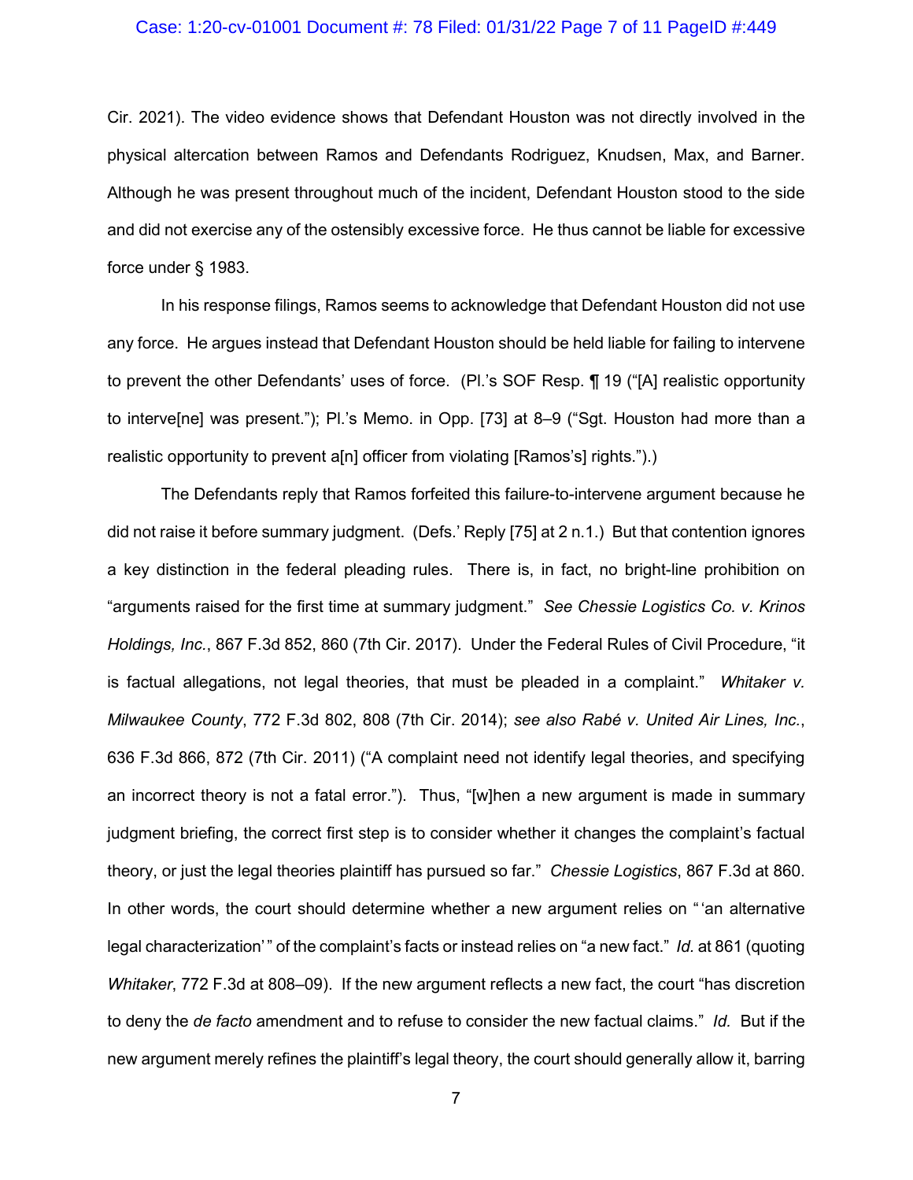Cir. 2021). The video evidence shows that Defendant Houston was not directly involved in the physical altercation between Ramos and Defendants Rodriguez, Knudsen, Max, and Barner. Although he was present throughout much of the incident, Defendant Houston stood to the side and did not exercise any of the ostensibly excessive force. He thus cannot be liable for excessive force under § 1983.

In his response filings, Ramos seems to acknowledge that Defendant Houston did not use any force. He argues instead that Defendant Houston should be held liable for failing to intervene to prevent the other Defendants' uses of force. (Pl.'s SOF Resp. ¶ 19 ("[A] realistic opportunity to interve[ne] was present."); Pl.'s Memo. in Opp. [73] at 8–9 ("Sgt. Houston had more than a realistic opportunity to prevent a[n] officer from violating [Ramos's] rights.").)

The Defendants reply that Ramos forfeited this failure-to-intervene argument because he did not raise it before summary judgment. (Defs.' Reply [75] at 2 n.1.) But that contention ignores a key distinction in the federal pleading rules. There is, in fact, no bright-line prohibition on "arguments raised for the first time at summary judgment." *See Chessie Logistics Co. v. Krinos Holdings, Inc.*, 867 F.3d 852, 860 (7th Cir. 2017). Under the Federal Rules of Civil Procedure, "it is factual allegations, not legal theories, that must be pleaded in a complaint." *Whitaker v. Milwaukee County*, 772 F.3d 802, 808 (7th Cir. 2014); *see also Rabé v. United Air Lines, Inc.*, 636 F.3d 866, 872 (7th Cir. 2011) ("A complaint need not identify legal theories, and specifying an incorrect theory is not a fatal error."). Thus, "[w]hen a new argument is made in summary judgment briefing, the correct first step is to consider whether it changes the complaint's factual theory, or just the legal theories plaintiff has pursued so far." *Chessie Logistics*, 867 F.3d at 860. In other words, the court should determine whether a new argument relies on " 'an alternative legal characterization' " of the complaint's facts or instead relies on "a new fact." *Id.* at 861 (quoting *Whitaker*, 772 F.3d at 808–09). If the new argument reflects a new fact, the court "has discretion to deny the *de facto* amendment and to refuse to consider the new factual claims." *Id.* But if the new argument merely refines the plaintiff's legal theory, the court should generally allow it, barring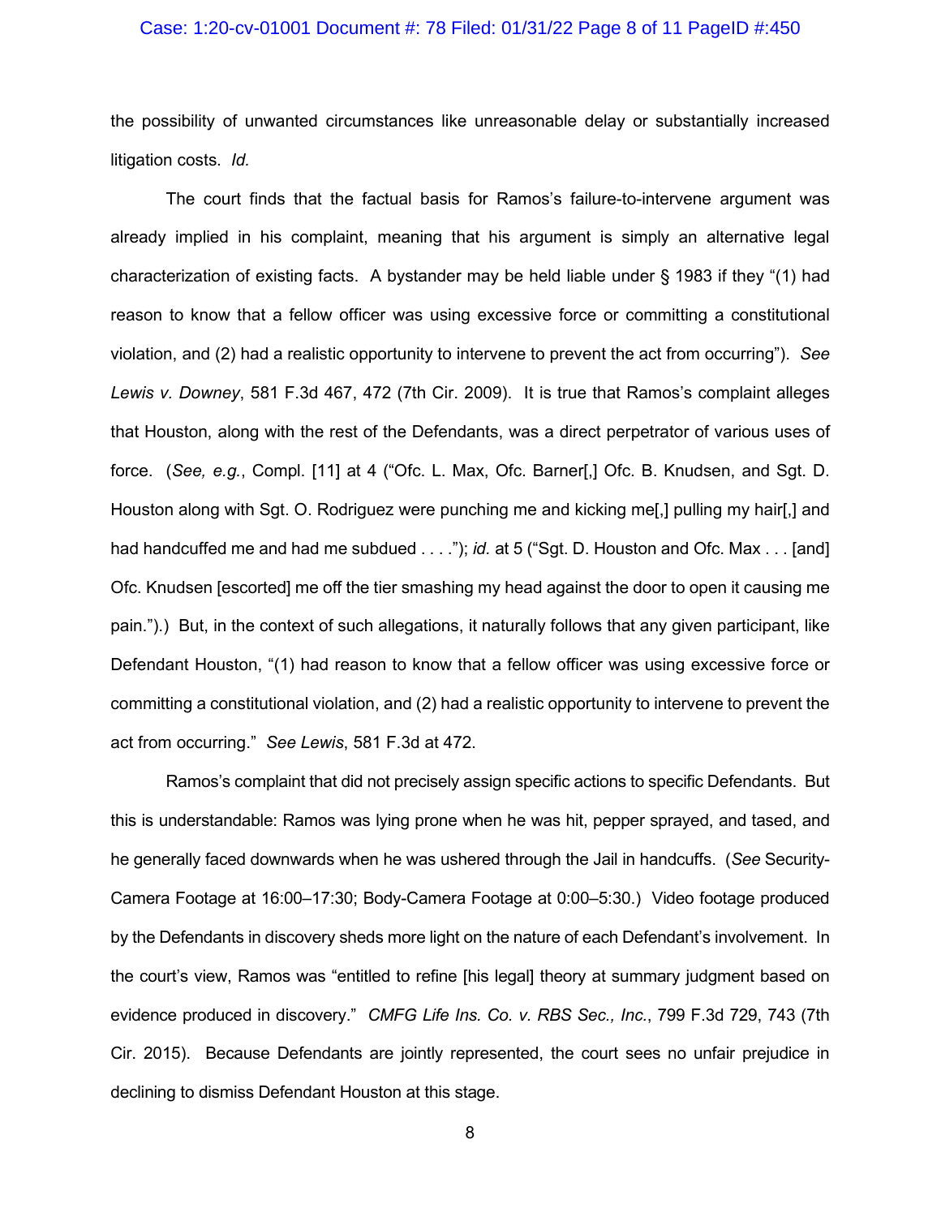the possibility of unwanted circumstances like unreasonable delay or substantially increased litigation costs. *Id.*

The court finds that the factual basis for Ramos's failure-to-intervene argument was already implied in his complaint, meaning that his argument is simply an alternative legal characterization of existing facts. A bystander may be held liable under § 1983 if they "(1) had reason to know that a fellow officer was using excessive force or committing a constitutional violation, and (2) had a realistic opportunity to intervene to prevent the act from occurring"). *See Lewis v. Downey*, 581 F.3d 467, 472 (7th Cir. 2009). It is true that Ramos's complaint alleges that Houston, along with the rest of the Defendants, was a direct perpetrator of various uses of force. (*See, e.g.*, Compl. [11] at 4 ("Ofc. L. Max, Ofc. Barner[,] Ofc. B. Knudsen, and Sgt. D. Houston along with Sgt. O. Rodriguez were punching me and kicking me[,] pulling my hair[,] and had handcuffed me and had me subdued . . . ."); *id.* at 5 ("Sgt. D. Houston and Ofc. Max . . . [and] Ofc. Knudsen [escorted] me off the tier smashing my head against the door to open it causing me pain.").) But, in the context of such allegations, it naturally follows that any given participant, like Defendant Houston, "(1) had reason to know that a fellow officer was using excessive force or committing a constitutional violation, and (2) had a realistic opportunity to intervene to prevent the act from occurring." *See Lewis*, 581 F.3d at 472.

Ramos's complaint that did not precisely assign specific actions to specific Defendants. But this is understandable: Ramos was lying prone when he was hit, pepper sprayed, and tased, and he generally faced downwards when he was ushered through the Jail in handcuffs. (*See* Security-Camera Footage at 16:00–17:30; Body-Camera Footage at 0:00–5:30.) Video footage produced by the Defendants in discovery sheds more light on the nature of each Defendant's involvement. In the court's view, Ramos was "entitled to refine [his legal] theory at summary judgment based on evidence produced in discovery." *CMFG Life Ins. Co. v. RBS Sec., Inc.*, 799 F.3d 729, 743 (7th Cir. 2015). Because Defendants are jointly represented, the court sees no unfair prejudice in declining to dismiss Defendant Houston at this stage.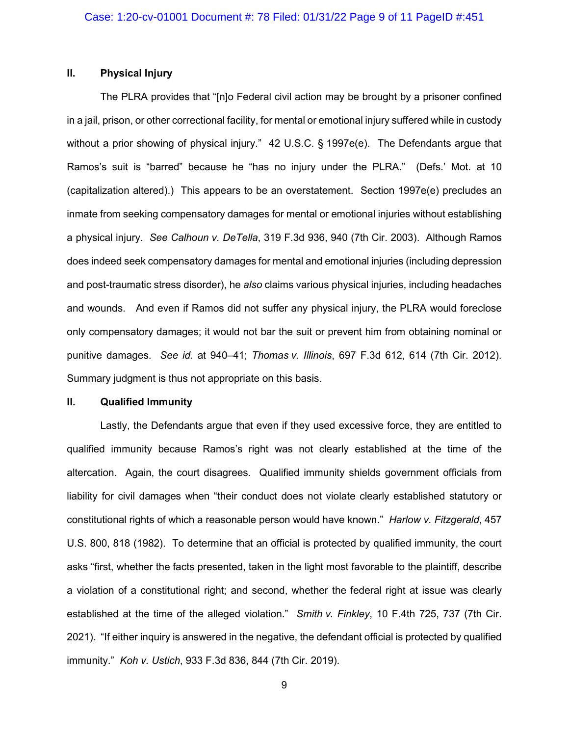## II. Physical Injury

The PLRA provides that "[n]o Federal civil action may be brought by a prisoner confined in a jail, prison, or other correctional facility, for mental or emotional injury suffered while in custody without a prior showing of physical injury." 42 U.S.C. § 1997e(e). The Defendants argue that Ramos's suit is "barred" because he "has no injury under the PLRA." (Defs.' Mot. at 10 (capitalization altered).) This appears to be an overstatement. Section 1997e(e) precludes an inmate from seeking compensatory damages for mental or emotional injuries without establishing a physical injury. *See Calhoun v. DeTella*, 319 F.3d 936, 940 (7th Cir. 2003). Although Ramos does indeed seek compensatory damages for mental and emotional injuries (including depression and post-traumatic stress disorder), he *also* claims various physical injuries, including headaches and wounds. And even if Ramos did not suffer any physical injury, the PLRA would foreclose only compensatory damages; it would not bar the suit or prevent him from obtaining nominal or punitive damages. *See id.* at 940–41; *Thomas v. Illinois*, 697 F.3d 612, 614 (7th Cir. 2012). Summary judgment is thus not appropriate on this basis.

## II. Qualified Immunity

Lastly, the Defendants argue that even if they used excessive force, they are entitled to qualified immunity because Ramos's right was not clearly established at the time of the altercation. Again, the court disagrees. Qualified immunity shields government officials from liability for civil damages when "their conduct does not violate clearly established statutory or constitutional rights of which a reasonable person would have known." *Harlow v. Fitzgerald*, 457 U.S. 800, 818 (1982). To determine that an official is protected by qualified immunity, the court asks "first, whether the facts presented, taken in the light most favorable to the plaintiff, describe a violation of a constitutional right; and second, whether the federal right at issue was clearly established at the time of the alleged violation." *Smith v. Finkley*, 10 F.4th 725, 737 (7th Cir. 2021). "If either inquiry is answered in the negative, the defendant official is protected by qualified immunity." *Koh v. Ustich*, 933 F.3d 836, 844 (7th Cir. 2019).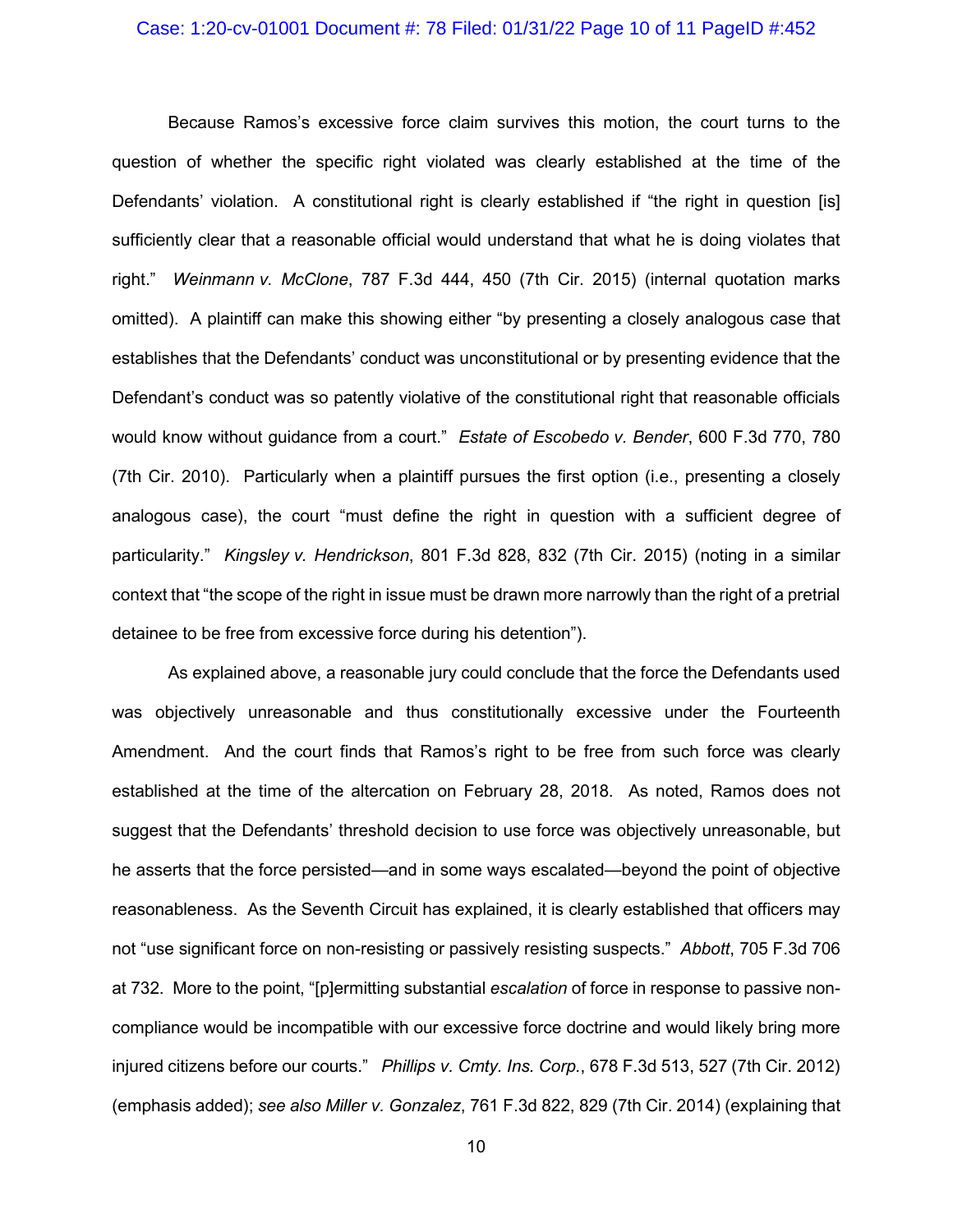Because Ramos's excessive force claim survives this motion, the court turns to the question of whether the specific right violated was clearly established at the time of the Defendants' violation. A constitutional right is clearly established if "the right in question [is] sufficiently clear that a reasonable official would understand that what he is doing violates that right." *Weinmann v. McClone*, 787 F.3d 444, 450 (7th Cir. 2015) (internal quotation marks omitted). A plaintiff can make this showing either "by presenting a closely analogous case that establishes that the Defendants' conduct was unconstitutional or by presenting evidence that the Defendant's conduct was so patently violative of the constitutional right that reasonable officials would know without guidance from a court." *Estate of Escobedo v. Bender*, 600 F.3d 770, 780 (7th Cir. 2010). Particularly when a plaintiff pursues the first option (i.e., presenting a closely analogous case), the court "must define the right in question with a sufficient degree of particularity." *Kingsley v. Hendrickson*, 801 F.3d 828, 832 (7th Cir. 2015) (noting in a similar context that "the scope of the right in issue must be drawn more narrowly than the right of a pretrial detainee to be free from excessive force during his detention").

As explained above, a reasonable jury could conclude that the force the Defendants used was objectively unreasonable and thus constitutionally excessive under the Fourteenth Amendment. And the court finds that Ramos's right to be free from such force was clearly established at the time of the altercation on February 28, 2018. As noted, Ramos does not suggest that the Defendants' threshold decision to use force was objectively unreasonable, but he asserts that the force persisted—and in some ways escalated—beyond the point of objective reasonableness. As the Seventh Circuit has explained, it is clearly established that officers may not "use significant force on non-resisting or passively resisting suspects." *Abbott*, 705 F.3d 706 at 732. More to the point, "[p]ermitting substantial *escalation* of force in response to passive non-compliance would be incompatible with our excessive force doctrine and would likely bring more injured citizens before our courts." *Phillips v. Cmty. Ins. Corp.*, 678 F.3d 513, 527 (7th Cir. 2012) (emphasis added); *see also Miller v. Gonzalez*, 761 F.3d 822, 829 (7th Cir. 2014) (explaining that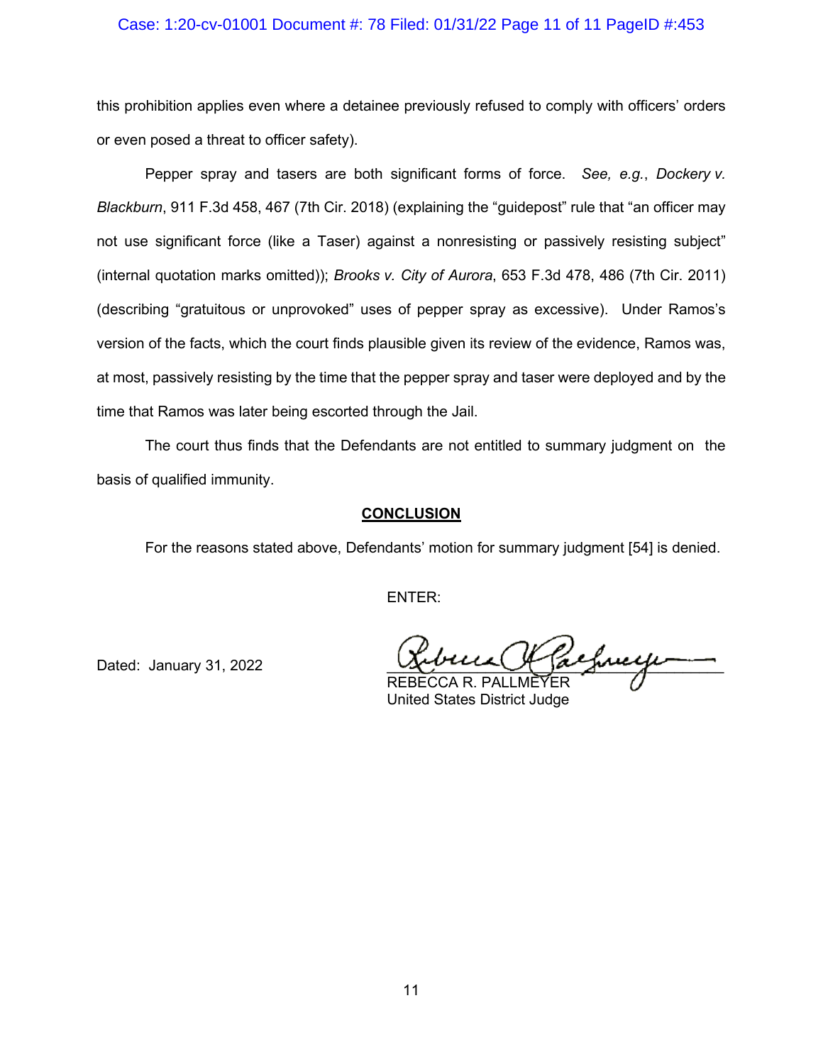this prohibition applies even where a detainee previously refused to comply with officers' orders or even posed a threat to officer safety).

Pepper spray and tasers are both significant forms of force. *See, e.g.*, *Dockery v. Blackburn*, 911 F.3d 458, 467 (7th Cir. 2018) (explaining the "guidepost" rule that "an officer may not use significant force (like a Taser) against a nonresisting or passively resisting subject" (internal quotation marks omitted)); *Brooks v. City of Aurora*, 653 F.3d 478, 486 (7th Cir. 2011) (describing "gratuitous or unprovoked" uses of pepper spray as excessive). Under Ramos's version of the facts, which the court finds plausible given its review of the evidence, Ramos was, at most, passively resisting by the time that the pepper spray and taser were deployed and by the time that Ramos was later being escorted through the Jail.

The court thus finds that the Defendants are not entitled to summary judgment on the basis of qualified immunity.

## CONCLUSION

For the reasons stated above, Defendants' motion for summary judgment [54] is denied.

ENTER:

Dated: January 31, 2022

REBECCA R. PALLMEYER
United States District Judge